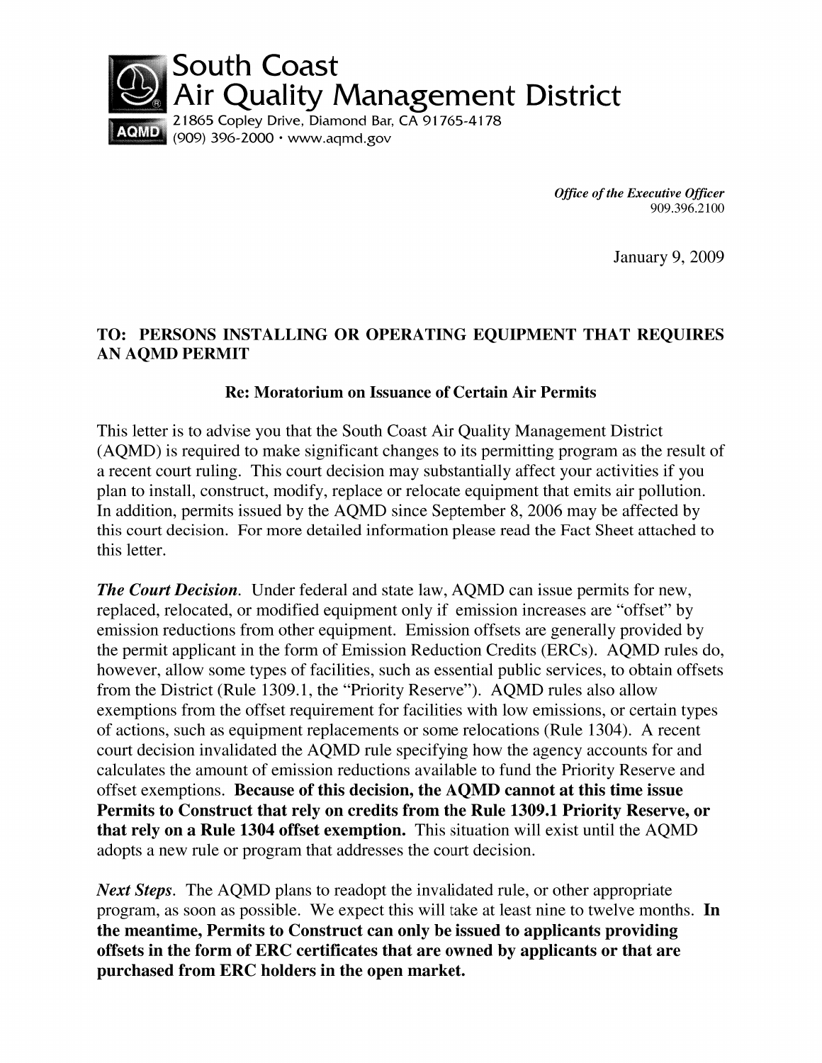# South Coast Air Quality Management District

21865 Copley Drive, Diamond Bar, CA 91765-4178
(909) 396-2000 · www.aqmd.gov

*Office of the Executive Officer*
909.396.2100

January 9, 2009

**TO: PERSONS INSTALLING OR OPERATING EQUIPMENT THAT REQUIRES AN AQMD PERMIT**

**Re: Moratorium on Issuance of Certain Air Permits**

This letter is to advise you that the South Coast Air Quality Management District (AQMD) is required to make significant changes to its permitting program as the result of a recent court ruling. This court decision may substantially affect your activities if you plan to install, construct, modify, replace or relocate equipment that emits air pollution. In addition, permits issued by the AQMD since September 8, 2006 may be affected by this court decision. For more detailed information please read the Fact Sheet attached to this letter.

***The Court Decision***. Under federal and state law, AQMD can issue permits for new, replaced, relocated, or modified equipment only if emission increases are "offset" by emission reductions from other equipment. Emission offsets are generally provided by the permit applicant in the form of Emission Reduction Credits (ERCs). AQMD rules do, however, allow some types of facilities, such as essential public services, to obtain offsets from the District (Rule 1309.1, the "Priority Reserve"). AQMD rules also allow exemptions from the offset requirement for facilities with low emissions, or certain types of actions, such as equipment replacements or some relocations (Rule 1304). A recent court decision invalidated the AQMD rule specifying how the agency accounts for and calculates the amount of emission reductions available to fund the Priority Reserve and offset exemptions. **Because of this decision, the AQMD cannot at this time issue Permits to Construct that rely on credits from the Rule 1309.1 Priority Reserve, or that rely on a Rule 1304 offset exemption.** This situation will exist until the AQMD adopts a new rule or program that addresses the court decision.

***Next Steps***. The AQMD plans to readopt the invalidated rule, or other appropriate program, as soon as possible. We expect this will take at least nine to twelve months. **In the meantime, Permits to Construct can only be issued to applicants providing offsets in the form of ERC certificates that are owned by applicants or that are purchased from ERC holders in the open market.**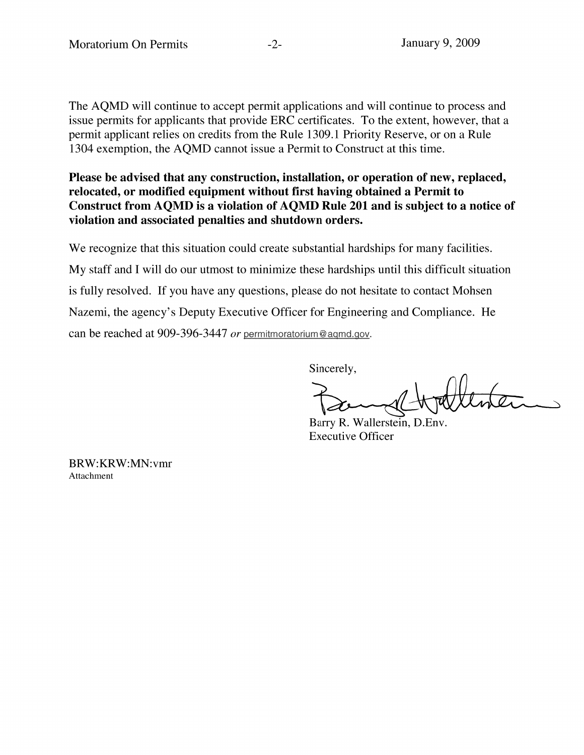The AQMD will continue to accept permit applications and will continue to process and issue permits for applicants that provide ERC certificates. To the extent, however, that a permit applicant relies on credits from the Rule 1309.1 Priority Reserve, or on a Rule 1304 exemption, the AQMD cannot issue a Permit to Construct at this time.

**Please be advised that any construction, installation, or operation of new, replaced, relocated, or modified equipment without first having obtained a Permit to Construct from AQMD is a violation of AQMD Rule 201 and is subject to a notice of violation and associated penalties and shutdown orders.**

We recognize that this situation could create substantial hardships for many facilities. My staff and I will do our utmost to minimize these hardships until this difficult situation is fully resolved. If you have any questions, please do not hesitate to contact Mohsen Nazemi, the agency's Deputy Executive Officer for Engineering and Compliance. He can be reached at 909-396-3447 *or* permitmoratorium@aqmd.gov.

Sincerely,

Barry R. Wallerstein, D.Env.
Executive Officer

BRW:KRW:MN:vmr
Attachment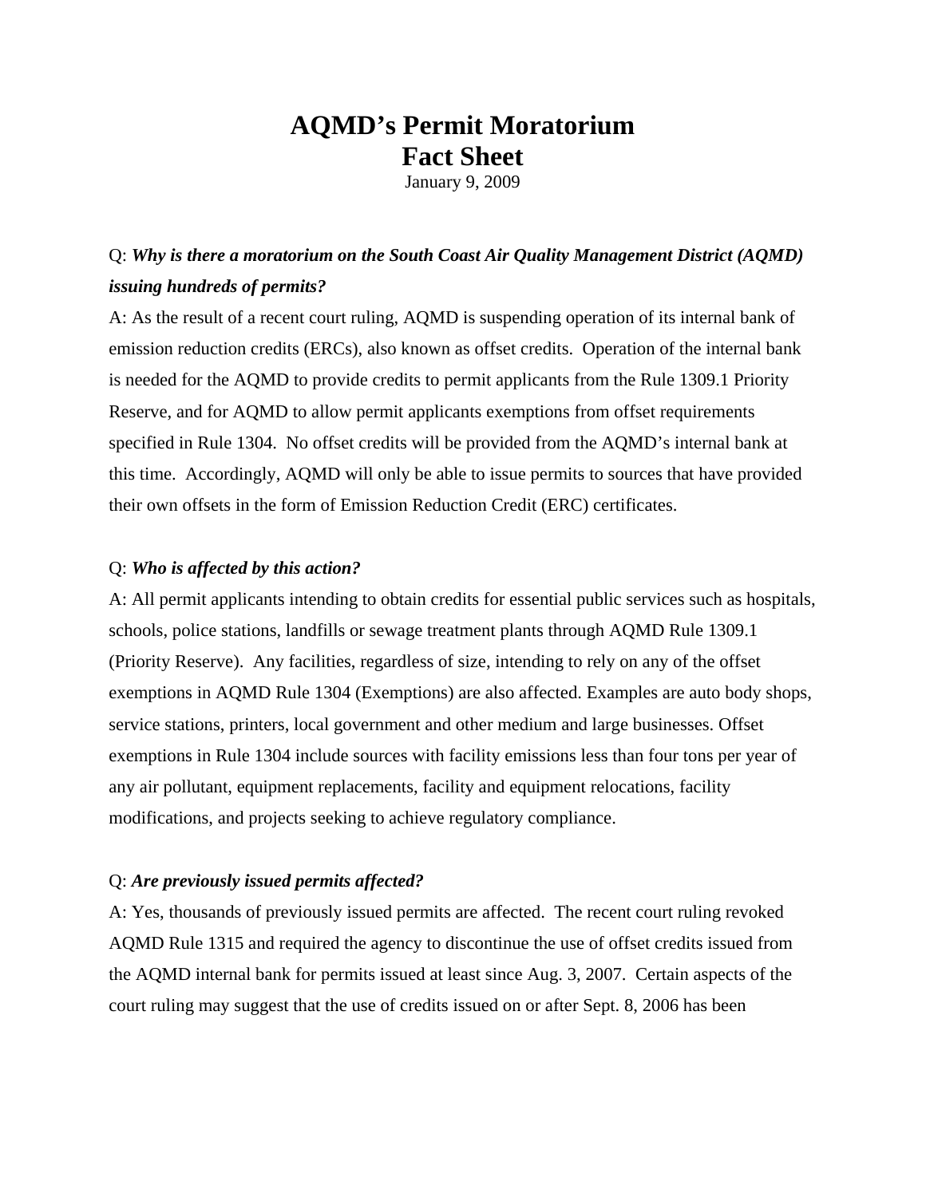# AQMD's Permit Moratorium
# Fact Sheet

January 9, 2009

Q: ***Why is there a moratorium on the South Coast Air Quality Management District (AQMD) issuing hundreds of permits?***

A: As the result of a recent court ruling, AQMD is suspending operation of its internal bank of emission reduction credits (ERCs), also known as offset credits. Operation of the internal bank is needed for the AQMD to provide credits to permit applicants from the Rule 1309.1 Priority Reserve, and for AQMD to allow permit applicants exemptions from offset requirements specified in Rule 1304. No offset credits will be provided from the AQMD's internal bank at this time. Accordingly, AQMD will only be able to issue permits to sources that have provided their own offsets in the form of Emission Reduction Credit (ERC) certificates.

Q: ***Who is affected by this action?***

A: All permit applicants intending to obtain credits for essential public services such as hospitals, schools, police stations, landfills or sewage treatment plants through AQMD Rule 1309.1 (Priority Reserve). Any facilities, regardless of size, intending to rely on any of the offset exemptions in AQMD Rule 1304 (Exemptions) are also affected. Examples are auto body shops, service stations, printers, local government and other medium and large businesses. Offset exemptions in Rule 1304 include sources with facility emissions less than four tons per year of any air pollutant, equipment replacements, facility and equipment relocations, facility modifications, and projects seeking to achieve regulatory compliance.

Q: ***Are previously issued permits affected?***

A: Yes, thousands of previously issued permits are affected. The recent court ruling revoked AQMD Rule 1315 and required the agency to discontinue the use of offset credits issued from the AQMD internal bank for permits issued at least since Aug. 3, 2007. Certain aspects of the court ruling may suggest that the use of credits issued on or after Sept. 8, 2006 has been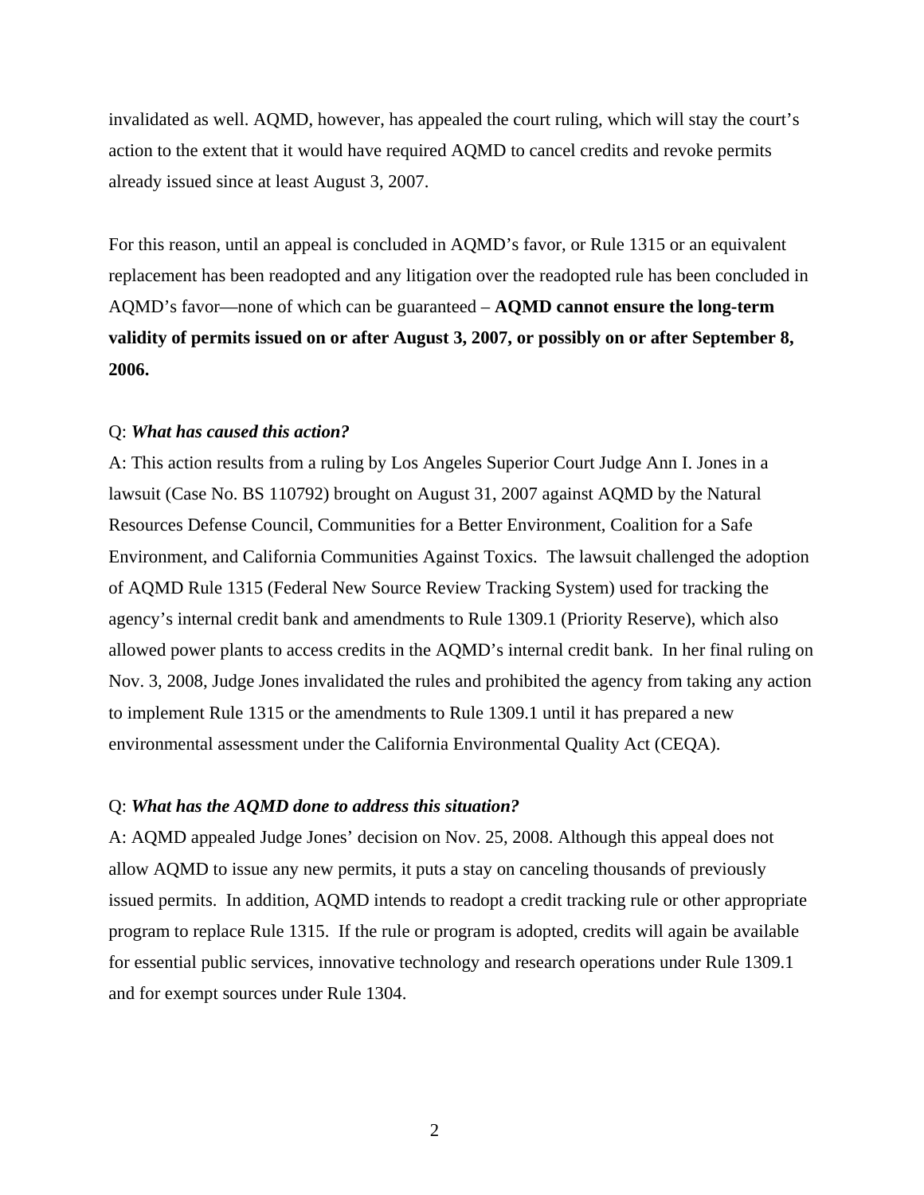invalidated as well. AQMD, however, has appealed the court ruling, which will stay the court's action to the extent that it would have required AQMD to cancel credits and revoke permits already issued since at least August 3, 2007.

For this reason, until an appeal is concluded in AQMD's favor, or Rule 1315 or an equivalent replacement has been readopted and any litigation over the readopted rule has been concluded in AQMD's favor—none of which can be guaranteed – **AQMD cannot ensure the long-term validity of permits issued on or after August 3, 2007, or possibly on or after September 8, 2006.**

Q: ***What has caused this action?***

A: This action results from a ruling by Los Angeles Superior Court Judge Ann I. Jones in a lawsuit (Case No. BS 110792) brought on August 31, 2007 against AQMD by the Natural Resources Defense Council, Communities for a Better Environment, Coalition for a Safe Environment, and California Communities Against Toxics. The lawsuit challenged the adoption of AQMD Rule 1315 (Federal New Source Review Tracking System) used for tracking the agency's internal credit bank and amendments to Rule 1309.1 (Priority Reserve), which also allowed power plants to access credits in the AQMD's internal credit bank. In her final ruling on Nov. 3, 2008, Judge Jones invalidated the rules and prohibited the agency from taking any action to implement Rule 1315 or the amendments to Rule 1309.1 until it has prepared a new environmental assessment under the California Environmental Quality Act (CEQA).

Q: ***What has the AQMD done to address this situation?***

A: AQMD appealed Judge Jones' decision on Nov. 25, 2008. Although this appeal does not allow AQMD to issue any new permits, it puts a stay on canceling thousands of previously issued permits. In addition, AQMD intends to readopt a credit tracking rule or other appropriate program to replace Rule 1315. If the rule or program is adopted, credits will again be available for essential public services, innovative technology and research operations under Rule 1309.1 and for exempt sources under Rule 1304.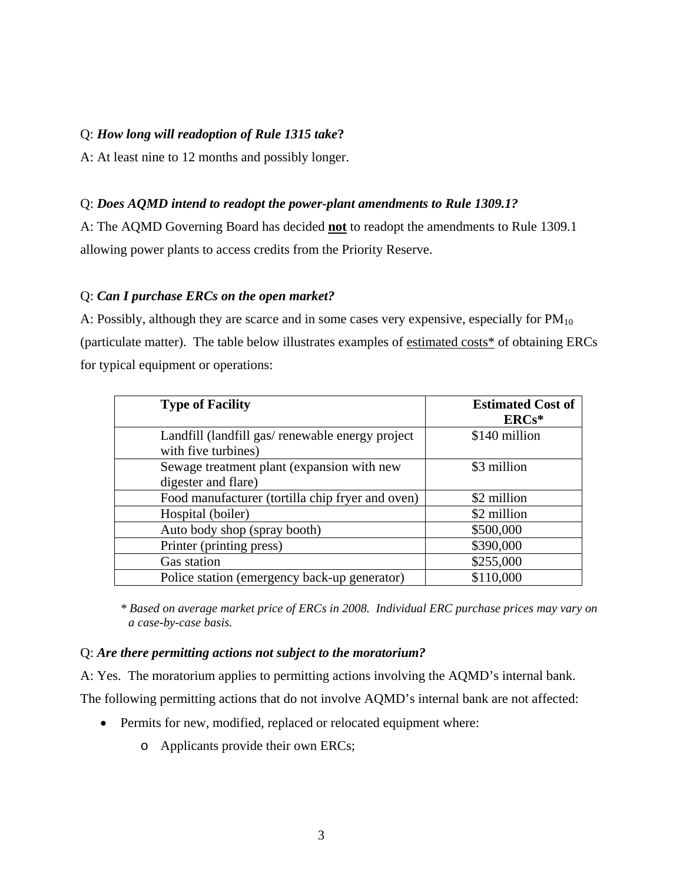Q: ***How long will readoption of Rule 1315 take*?**

A: At least nine to 12 months and possibly longer.

Q: ***Does AQMD intend to readopt the power-plant amendments to Rule 1309.1?***

A: The AQMD Governing Board has decided **not** to readopt the amendments to Rule 1309.1 allowing power plants to access credits from the Priority Reserve.

Q: ***Can I purchase ERCs on the open market?***

A: Possibly, although they are scarce and in some cases very expensive, especially for $PM_{10}$ (particulate matter). The table below illustrates examples of estimated costs* of obtaining ERCs for typical equipment or operations:

| Type of Facility | Estimated Cost of ERCs* |
|---|---|
| Landfill (landfill gas/ renewable energy project with five turbines) | $140 million |
| Sewage treatment plant (expansion with new digester and flare) | $3 million |
| Food manufacturer (tortilla chip fryer and oven) | $2 million |
| Hospital (boiler) | $2 million |
| Auto body shop (spray booth) | $500,000 |
| Printer (printing press) | $390,000 |
| Gas station | $255,000 |
| Police station (emergency back-up generator) | $110,000 |

*\* Based on average market price of ERCs in 2008. Individual ERC purchase prices may vary on a case-by-case basis.*

Q: ***Are there permitting actions not subject to the moratorium?***

A: Yes. The moratorium applies to permitting actions involving the AQMD's internal bank. The following permitting actions that do not involve AQMD's internal bank are not affected:

- Permits for new, modified, replaced or relocated equipment where:
    - Applicants provide their own ERCs;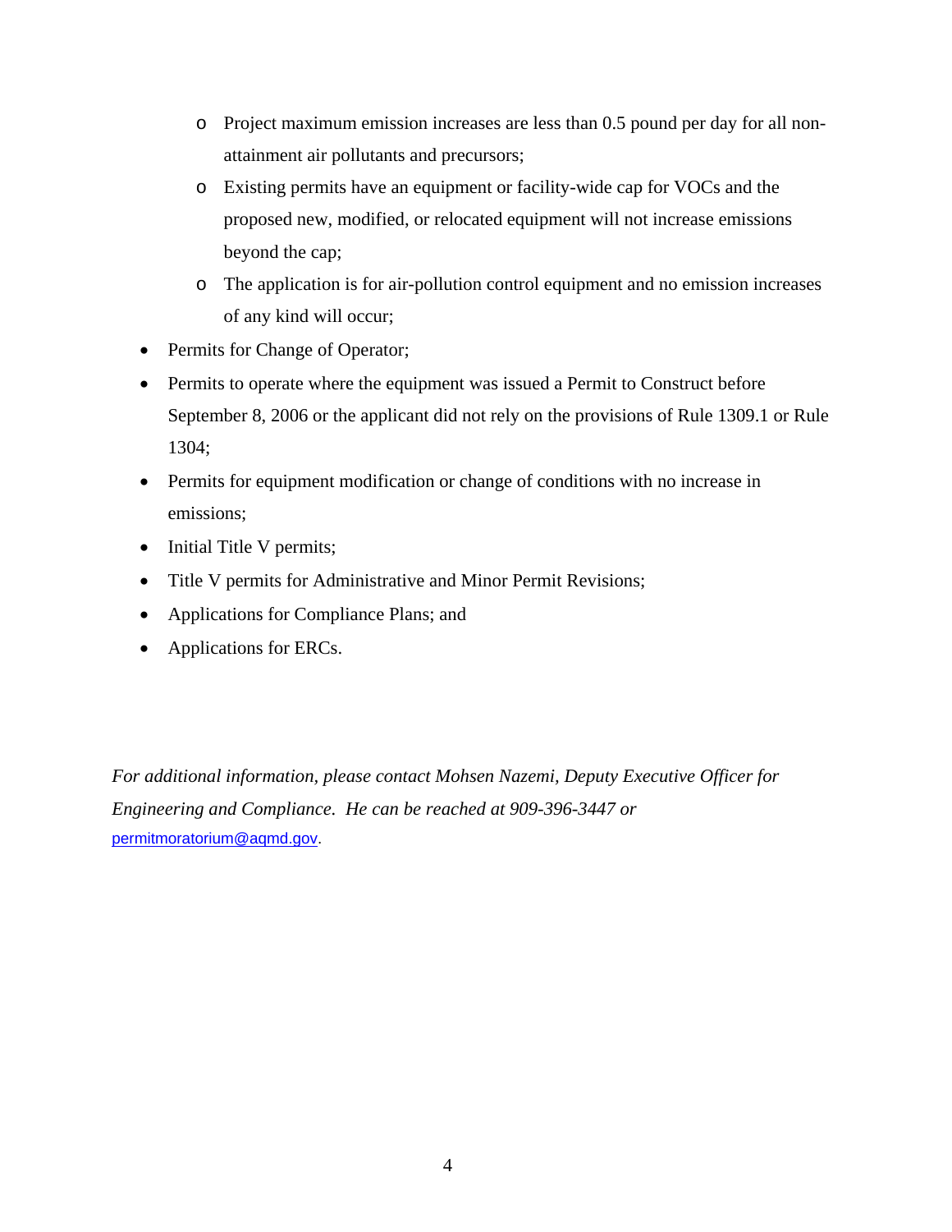- Project maximum emission increases are less than 0.5 pound per day for all non-attainment air pollutants and precursors;
  - Existing permits have an equipment or facility-wide cap for VOCs and the proposed new, modified, or relocated equipment will not increase emissions beyond the cap;
  - The application is for air-pollution control equipment and no emission increases of any kind will occur;
- Permits for Change of Operator;
- Permits to operate where the equipment was issued a Permit to Construct before September 8, 2006 or the applicant did not rely on the provisions of Rule 1309.1 or Rule 1304;
- Permits for equipment modification or change of conditions with no increase in emissions;
- Initial Title V permits;
- Title V permits for Administrative and Minor Permit Revisions;
- Applications for Compliance Plans; and
- Applications for ERCs.

*For additional information, please contact Mohsen Nazemi, Deputy Executive Officer for Engineering and Compliance. He can be reached at 909-396-3447 or* permitmoratorium@aqmd.gov.